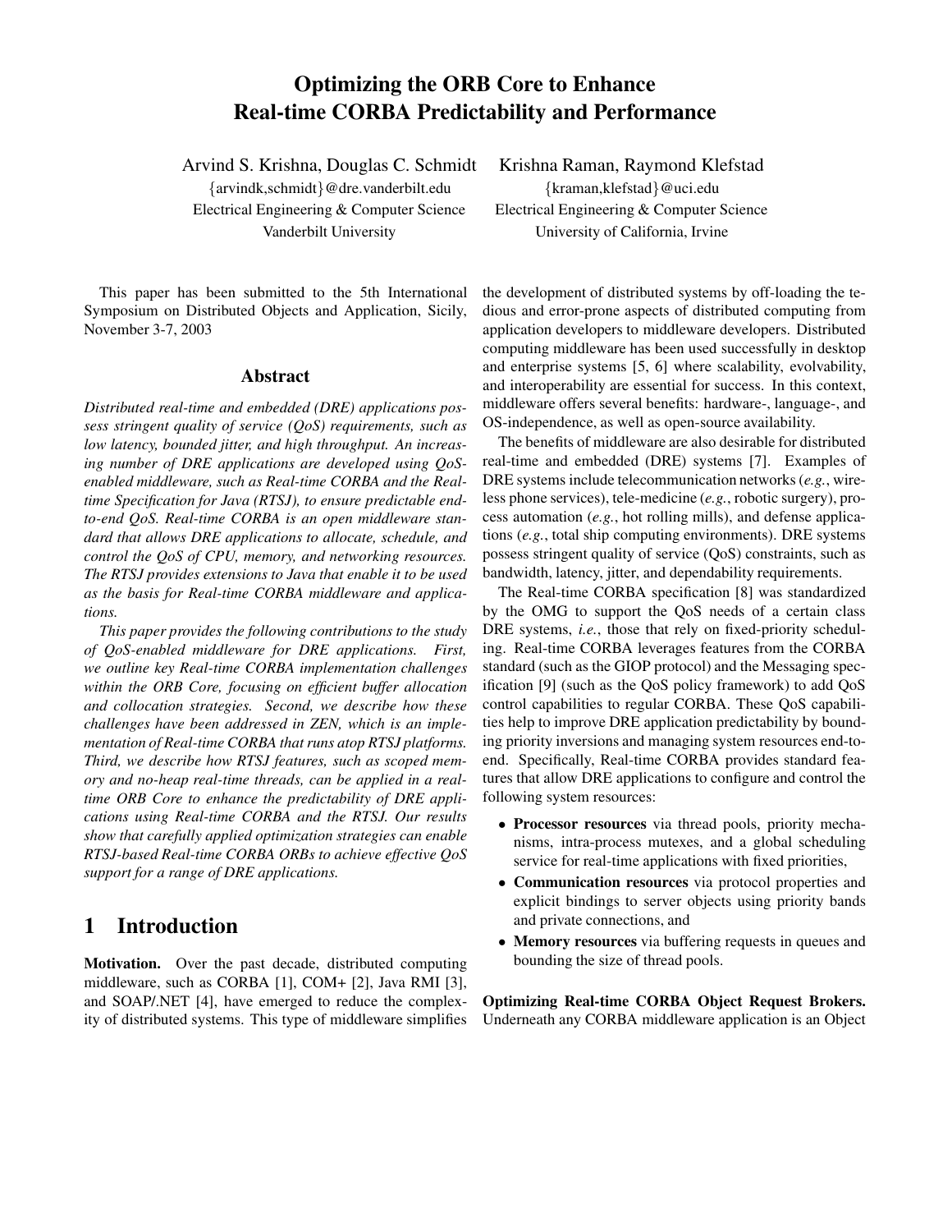# Optimizing the ORB Core to Enhance Real-time CORBA Predictability and Performance

Arvind S. Krishna, Douglas C. Schmidt
{arvindk,schmidt}@dre.vanderbilt.edu
Electrical Engineering & Computer Science
Vanderbilt University

Krishna Raman, Raymond Klefstad
{kraman,klefstad}@uci.edu
Electrical Engineering & Computer Science
University of California, Irvine

This paper has been submitted to the 5th International Symposium on Distributed Objects and Application, Sicily, November 3-7, 2003

## Abstract

*Distributed real-time and embedded (DRE) applications possess stringent quality of service (QoS) requirements, such as low latency, bounded jitter, and high throughput. An increasing number of DRE applications are developed using QoS-enabled middleware, such as Real-time CORBA and the Real-time Specification for Java (RTSJ), to ensure predictable end-to-end QoS. Real-time CORBA is an open middleware standard that allows DRE applications to allocate, schedule, and control the QoS of CPU, memory, and networking resources. The RTSJ provides extensions to Java that enable it to be used as the basis for Real-time CORBA middleware and applications.*

*This paper provides the following contributions to the study of QoS-enabled middleware for DRE applications. First, we outline key Real-time CORBA implementation challenges within the ORB Core, focusing on efficient buffer allocation and collocation strategies. Second, we describe how these challenges have been addressed in ZEN, which is an implementation of Real-time CORBA that runs atop RTSJ platforms. Third, we describe how RTSJ features, such as scoped memory and no-heap real-time threads, can be applied in a real-time ORB Core to enhance the predictability of DRE applications using Real-time CORBA and the RTSJ. Our results show that carefully applied optimization strategies can enable RTSJ-based Real-time CORBA ORBs to achieve effective QoS support for a range of DRE applications.*

## 1 Introduction

**Motivation.** Over the past decade, distributed computing middleware, such as CORBA [1], COM+ [2], Java RMI [3], and SOAP/.NET [4], have emerged to reduce the complexity of distributed systems. This type of middleware simplifies the development of distributed systems by off-loading the tedious and error-prone aspects of distributed computing from application developers to middleware developers. Distributed computing middleware has been used successfully in desktop and enterprise systems [5, 6] where scalability, evolvability, and interoperability are essential for success. In this context, middleware offers several benefits: hardware-, language-, and OS-independence, as well as open-source availability.

The benefits of middleware are also desirable for distributed real-time and embedded (DRE) systems [7]. Examples of DRE systems include telecommunication networks (*e.g.*, wireless phone services), tele-medicine (*e.g.*, robotic surgery), process automation (*e.g.*, hot rolling mills), and defense applications (*e.g.*, total ship computing environments). DRE systems possess stringent quality of service (QoS) constraints, such as bandwidth, latency, jitter, and dependability requirements.

The Real-time CORBA specification [8] was standardized by the OMG to support the QoS needs of a certain class DRE systems, *i.e.*, those that rely on fixed-priority scheduling. Real-time CORBA leverages features from the CORBA standard (such as the GIOP protocol) and the Messaging specification [9] (such as the QoS policy framework) to add QoS control capabilities to regular CORBA. These QoS capabilities help to improve DRE application predictability by bounding priority inversions and managing system resources end-to-end. Specifically, Real-time CORBA provides standard features that allow DRE applications to configure and control the following system resources:

- **Processor resources** via thread pools, priority mechanisms, intra-process mutexes, and a global scheduling service for real-time applications with fixed priorities,
- **Communication resources** via protocol properties and explicit bindings to server objects using priority bands and private connections, and
- **Memory resources** via buffering requests in queues and bounding the size of thread pools.

**Optimizing Real-time CORBA Object Request Brokers.** Underneath any CORBA middleware application is an Object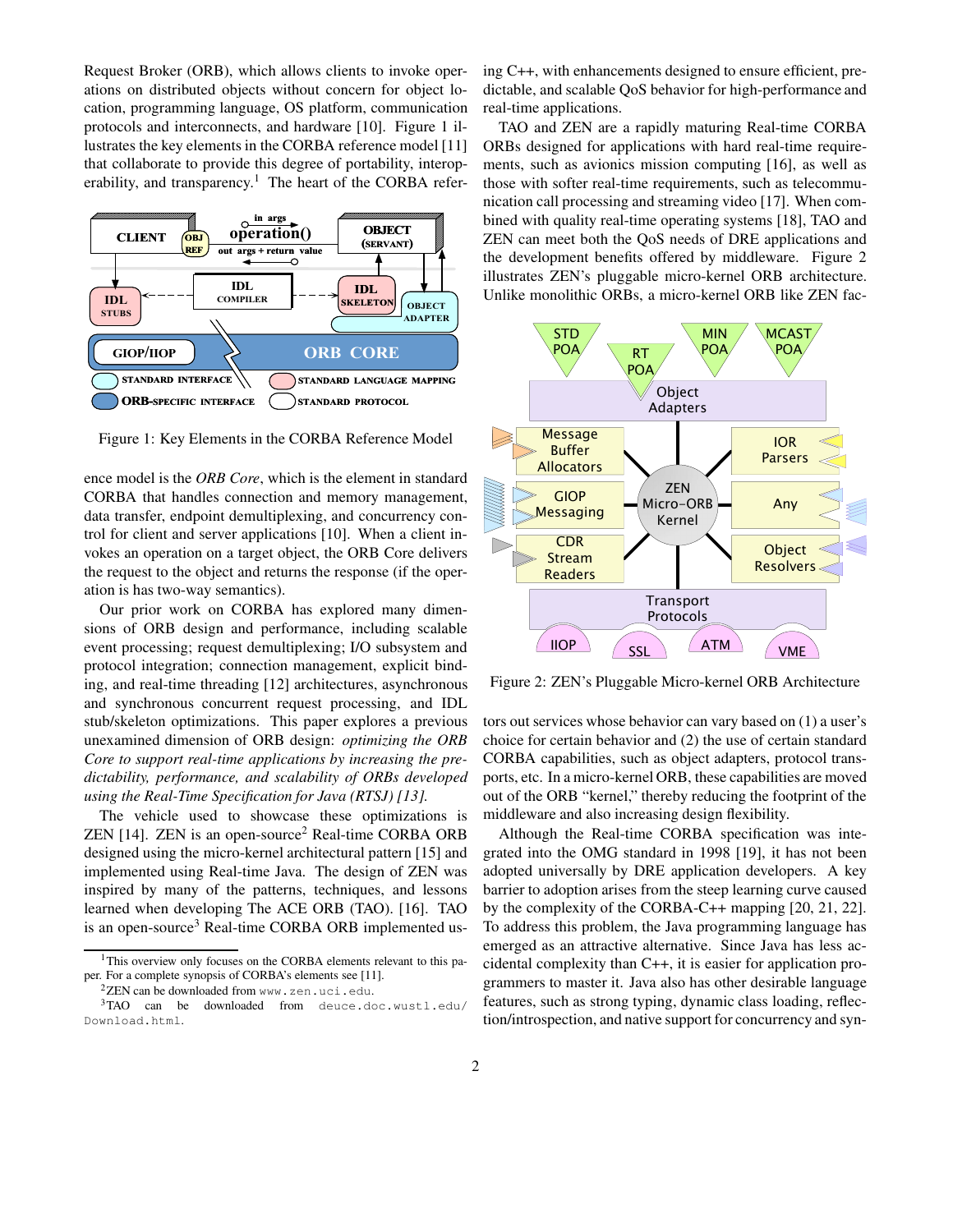Request Broker (ORB), which allows clients to invoke operations on distributed objects without concern for object location, programming language, OS platform, communication protocols and interconnects, and hardware [10]. Figure 1 illustrates the key elements in the CORBA reference model [11] that collaborate to provide this degree of portability, interoperability, and transparency.[1] The heart of the CORBA reference model is the *ORB Core*, which is the element in standard CORBA that handles connection and memory management, data transfer, endpoint demultiplexing, and concurrency control for client and server applications [10]. When a client invokes an operation on a target object, the ORB Core delivers the request to the object and returns the response (if the operation is has two-way semantics).

Figure 1: Key Elements in the CORBA Reference Model

Our prior work on CORBA has explored many dimensions of ORB design and performance, including scalable event processing; request demultiplexing; I/O subsystem and protocol integration; connection management, explicit binding, and real-time threading [12] architectures, asynchronous and synchronous concurrent request processing, and IDL stub/skeleton optimizations. This paper explores a previous unexamined dimension of ORB design: *optimizing the ORB Core to support real-time applications by increasing the predictability, performance, and scalability of ORBs developed using the Real-Time Specification for Java (RTSJ) [13].*

The vehicle used to showcase these optimizations is ZEN [14]. ZEN is an open-source[2] Real-time CORBA ORB designed using the micro-kernel architectural pattern [15] and implemented using Real-time Java. The design of ZEN was inspired by many of the patterns, techniques, and lessons learned when developing The ACE ORB (TAO). [16]. TAO is an open-source[3] Real-time CORBA ORB implemented using C++, with enhancements designed to ensure efficient, predictable, and scalable QoS behavior for high-performance and real-time applications.

TAO and ZEN are a rapidly maturing Real-time CORBA ORBs designed for applications with hard real-time requirements, such as avionics mission computing [16], as well as those with softer real-time requirements, such as telecommunication call processing and streaming video [17]. When combined with quality real-time operating systems [18], TAO and ZEN can meet both the QoS needs of DRE applications and the development benefits offered by middleware. Figure 2 illustrates ZEN's pluggable micro-kernel ORB architecture. Unlike monolithic ORBs, a micro-kernel ORB like ZEN factors out services whose behavior can vary based on (1) a user's choice for certain behavior and (2) the use of certain standard CORBA capabilities, such as object adapters, protocol transports, etc. In a micro-kernel ORB, these capabilities are moved out of the ORB "kernel," thereby reducing the footprint of the middleware and also increasing design flexibility.

Figure 2: ZEN's Pluggable Micro-kernel ORB Architecture

Although the Real-time CORBA specification was integrated into the OMG standard in 1998 [19], it has not been adopted universally by DRE application developers. A key barrier to adoption arises from the steep learning curve caused by the complexity of the CORBA-C++ mapping [20, 21, 22]. To address this problem, the Java programming language has emerged as an attractive alternative. Since Java has less accidental complexity than C++, it is easier for application programmers to master it. Java also has other desirable language features, such as strong typing, dynamic class loading, reflection/introspection, and native support for concurrency and syn-

[1] This overview only focuses on the CORBA elements relevant to this paper. For a complete synopsis of CORBA's elements see [11].

[2] ZEN can be downloaded from `www.zen.uci.edu`.

[3] TAO can be downloaded from `deuce.doc.wustl.edu/Download.html`.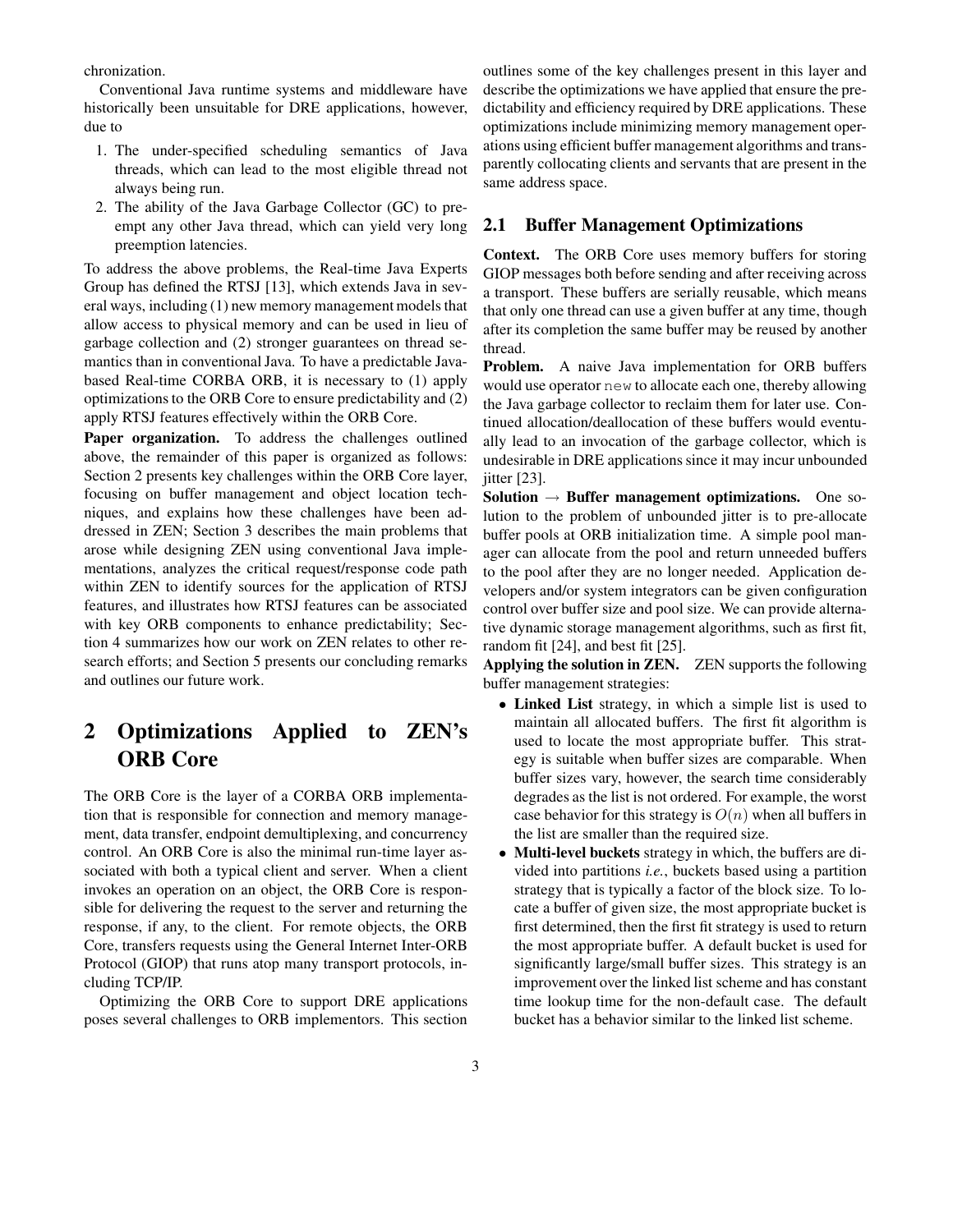chronization.

Conventional Java runtime systems and middleware have historically been unsuitable for DRE applications, however, due to

1. The under-specified scheduling semantics of Java threads, which can lead to the most eligible thread not always being run.
2. The ability of the Java Garbage Collector (GC) to preempt any other Java thread, which can yield very long preemption latencies.

To address the above problems, the Real-time Java Experts Group has defined the RTSJ [13], which extends Java in several ways, including (1) new memory management models that allow access to physical memory and can be used in lieu of garbage collection and (2) stronger guarantees on thread semantics than in conventional Java. To have a predictable Java-based Real-time CORBA ORB, it is necessary to (1) apply optimizations to the ORB Core to ensure predictability and (2) apply RTSJ features effectively within the ORB Core.

**Paper organization.** To address the challenges outlined above, the remainder of this paper is organized as follows: Section 2 presents key challenges within the ORB Core layer, focusing on buffer management and object location techniques, and explains how these challenges have been addressed in ZEN; Section 3 describes the main problems that arose while designing ZEN using conventional Java implementations, analyzes the critical request/response code path within ZEN to identify sources for the application of RTSJ features, and illustrates how RTSJ features can be associated with key ORB components to enhance predictability; Section 4 summarizes how our work on ZEN relates to other research efforts; and Section 5 presents our concluding remarks and outlines our future work.

# 2 Optimizations Applied to ZEN's ORB Core

The ORB Core is the layer of a CORBA ORB implementation that is responsible for connection and memory management, data transfer, endpoint demultiplexing, and concurrency control. An ORB Core is also the minimal run-time layer associated with both a typical client and server. When a client invokes an operation on an object, the ORB Core is responsible for delivering the request to the server and returning the response, if any, to the client. For remote objects, the ORB Core, transfers requests using the General Internet Inter-ORB Protocol (GIOP) that runs atop many transport protocols, including TCP/IP.

Optimizing the ORB Core to support DRE applications poses several challenges to ORB implementors. This section outlines some of the key challenges present in this layer and describe the optimizations we have applied that ensure the predictability and efficiency required by DRE applications. These optimizations include minimizing memory management operations using efficient buffer management algorithms and transparently collocating clients and servants that are present in the same address space.

## 2.1 Buffer Management Optimizations

**Context.** The ORB Core uses memory buffers for storing GIOP messages both before sending and after receiving across a transport. These buffers are serially reusable, which means that only one thread can use a given buffer at any time, though after its completion the same buffer may be reused by another thread.

**Problem.** A naive Java implementation for ORB buffers would use operator `new` to allocate each one, thereby allowing the Java garbage collector to reclaim them for later use. Continued allocation/deallocation of these buffers would eventually lead to an invocation of the garbage collector, which is undesirable in DRE applications since it may incur unbounded jitter [23].

**Solution → Buffer management optimizations.** One solution to the problem of unbounded jitter is to pre-allocate buffer pools at ORB initialization time. A simple pool manager can allocate from the pool and return unneeded buffers to the pool after they are no longer needed. Application developers and/or system integrators can be given configuration control over buffer size and pool size. We can provide alternative dynamic storage management algorithms, such as first fit, random fit [24], and best fit [25].

**Applying the solution in ZEN.** ZEN supports the following buffer management strategies:

- **Linked List** strategy, in which a simple list is used to maintain all allocated buffers. The first fit algorithm is used to locate the most appropriate buffer. This strategy is suitable when buffer sizes are comparable. When buffer sizes vary, however, the search time considerably degrades as the list is not ordered. For example, the worst case behavior for this strategy is $O(n)$ when all buffers in the list are smaller than the required size.
- **Multi-level buckets** strategy in which, the buffers are divided into partitions *i.e.*, buckets based using a partition strategy that is typically a factor of the block size. To locate a buffer of given size, the most appropriate bucket is first determined, then the first fit strategy is used to return the most appropriate buffer. A default bucket is used for significantly large/small buffer sizes. This strategy is an improvement over the linked list scheme and has constant time lookup time for the non-default case. The default bucket has a behavior similar to the linked list scheme.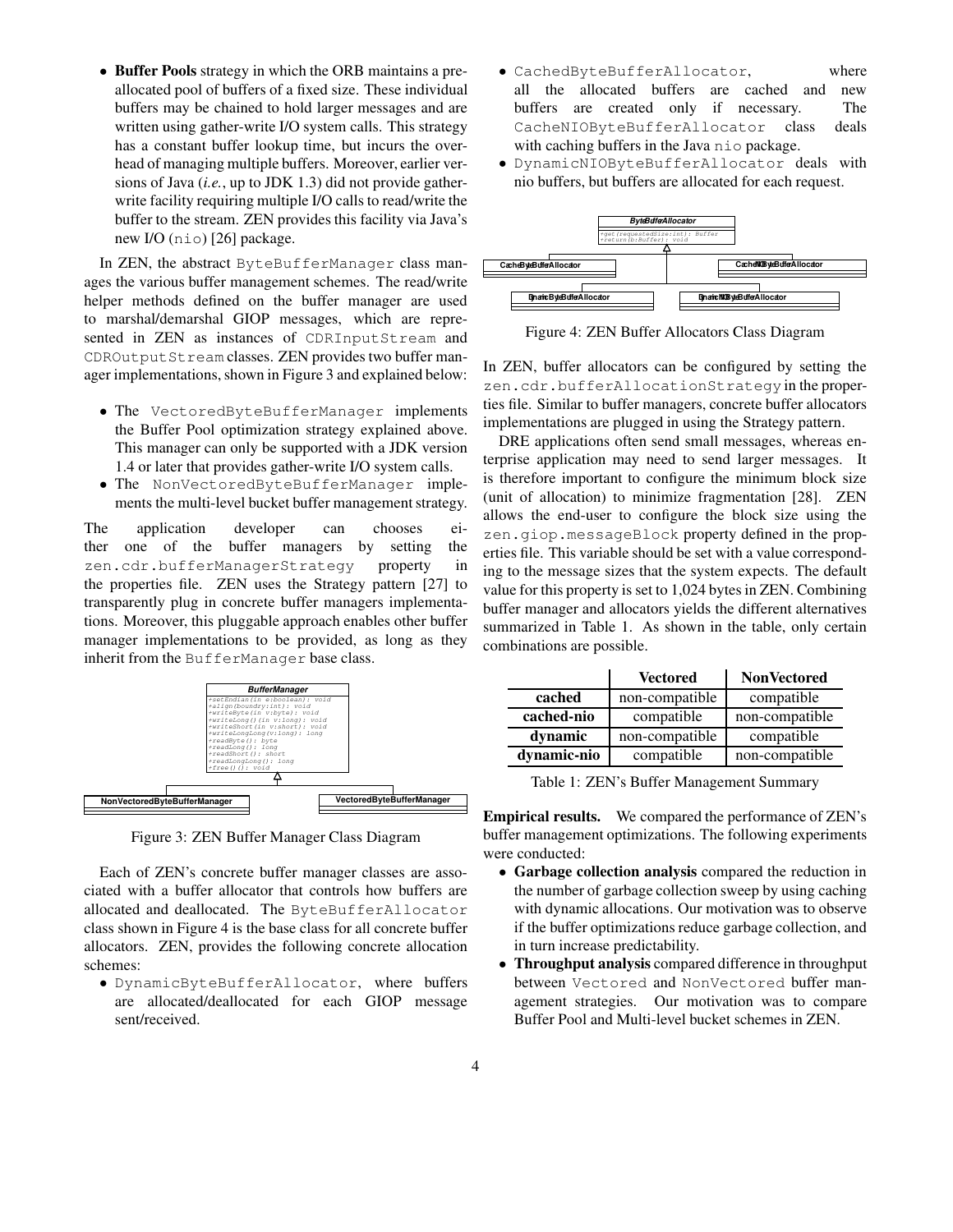- **Buffer Pools** strategy in which the ORB maintains a pre-allocated pool of buffers of a fixed size. These individual buffers may be chained to hold larger messages and are written using gather-write I/O system calls. This strategy has a constant buffer lookup time, but incurs the overhead of managing multiple buffers. Moreover, earlier versions of Java (*i.e.*, up to JDK 1.3) did not provide gather-write facility requiring multiple I/O calls to read/write the buffer to the stream. ZEN provides this facility via Java's new I/O (`nio`) [26] package.

In ZEN, the abstract `ByteBufferManager` class manages the various buffer management schemes. The read/write helper methods defined on the buffer manager are used to marshal/demarshal GIOP messages, which are represented in ZEN as instances of `CDRInputStream` and `CDROutputStream` classes. ZEN provides two buffer manager implementations, shown in Figure 3 and explained below:

- The `VectoredByteBufferManager` implements the Buffer Pool optimization strategy explained above. This manager can only be supported with a JDK version 1.4 or later that provides gather-write I/O system calls.
- The `NonVectoredByteBufferManager` implements the multi-level bucket buffer management strategy.

The application developer can chooses either one of the buffer managers by setting the `zen.cdr.bufferManagerStrategy` property in the properties file. ZEN uses the Strategy pattern [27] to transparently plug in concrete buffer managers implementations. Moreover, this pluggable approach enables other buffer manager implementations to be provided, as long as they inherit from the `BufferManager` base class.

Figure 3: ZEN Buffer Manager Class Diagram

Each of ZEN's concrete buffer manager classes are associated with a buffer allocator that controls how buffers are allocated and deallocated. The `ByteBufferAllocator` class shown in Figure 4 is the base class for all concrete buffer allocators. ZEN, provides the following concrete allocation schemes:

- `DynamicByteBufferAllocator`, where buffers are allocated/deallocated for each GIOP message sent/received.
- `CachedByteBufferAllocator`, where all the allocated buffers are cached and new buffers are created only if necessary. The `CacheNIOByteBufferAllocator` class deals with caching buffers in the Java `nio` package.
- `DynamicNIOByteBufferAllocator` deals with nio buffers, but buffers are allocated for each request.

Figure 4: ZEN Buffer Allocators Class Diagram

In ZEN, buffer allocators can be configured by setting the `zen.cdr.bufferAllocationStrategy` in the properties file. Similar to buffer managers, concrete buffer allocators implementations are plugged in using the Strategy pattern.

DRE applications often send small messages, whereas enterprise application may need to send larger messages. It is therefore important to configure the minimum block size (unit of allocation) to minimize fragmentation [28]. ZEN allows the end-user to configure the block size using the `zen.giop.messageBlock` property defined in the properties file. This variable should be set with a value corresponding to the message sizes that the system expects. The default value for this property is set to 1,024 bytes in ZEN. Combining buffer manager and allocators yields the different alternatives summarized in Table 1. As shown in the table, only certain combinations are possible.

| | **Vectored** | **NonVectored** |
|---|---|---|
| **cached** | non-compatible | compatible |
| **cached-nio** | compatible | non-compatible |
| **dynamic** | non-compatible | compatible |
| **dynamic-nio** | compatible | non-compatible |

Table 1: ZEN's Buffer Management Summary

**Empirical results.** We compared the performance of ZEN's buffer management optimizations. The following experiments were conducted:

- **Garbage collection analysis** compared the reduction in the number of garbage collection sweep by using caching with dynamic allocations. Our motivation was to observe if the buffer optimizations reduce garbage collection, and in turn increase predictability.
- **Throughput analysis** compared difference in throughput between `Vectored` and `NonVectored` buffer management strategies. Our motivation was to compare Buffer Pool and Multi-level bucket schemes in ZEN.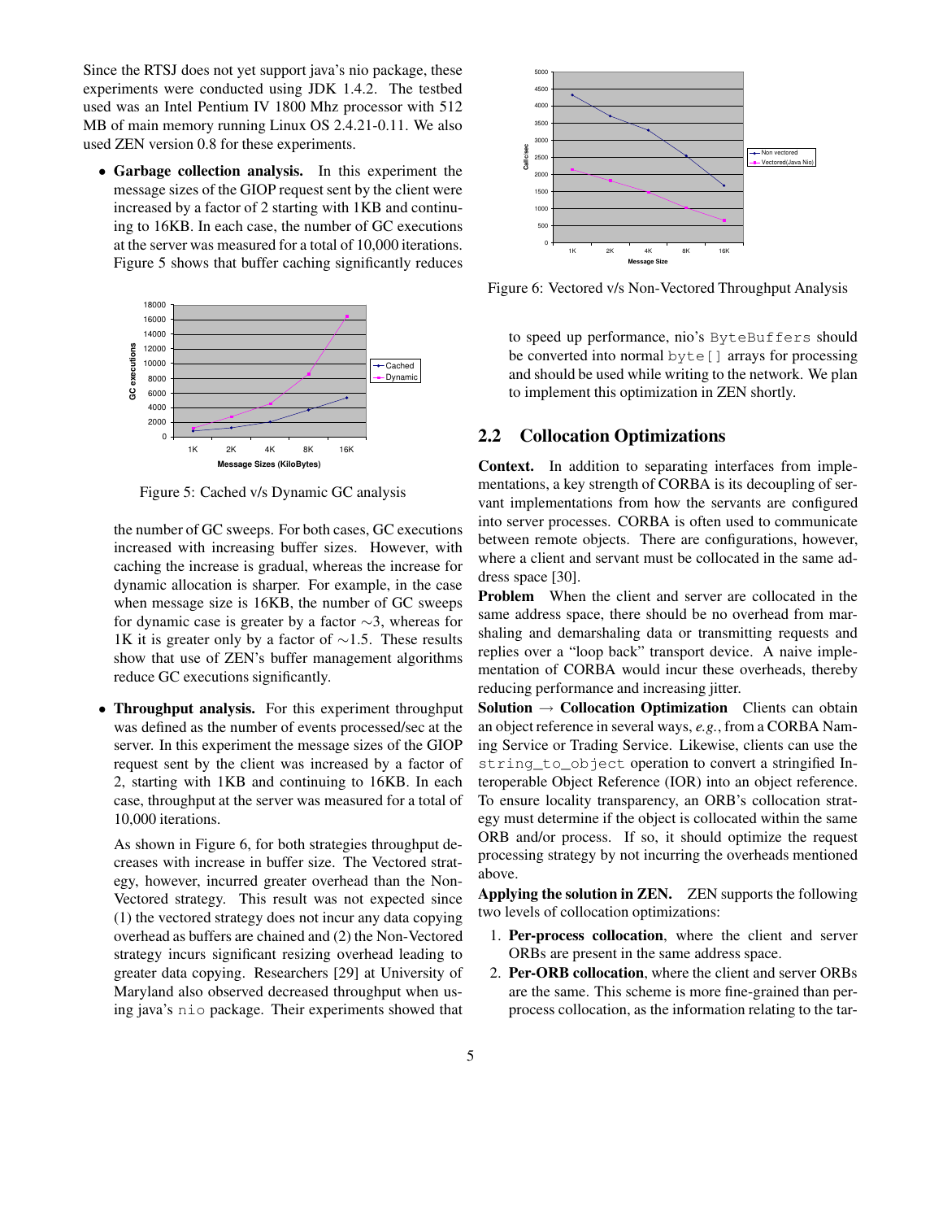Since the RTSJ does not yet support java's nio package, these experiments were conducted using JDK 1.4.2. The testbed used was an Intel Pentium IV 1800 Mhz processor with 512 MB of main memory running Linux OS 2.4.21-0.11. We also used ZEN version 0.8 for these experiments.

- **Garbage collection analysis.** In this experiment the message sizes of the GIOP request sent by the client were increased by a factor of 2 starting with 1KB and continuing to 16KB. In each case, the number of GC executions at the server was measured for a total of 10,000 iterations. Figure 5 shows that buffer caching significantly reduces the number of GC sweeps. For both cases, GC executions increased with increasing buffer sizes. However, with caching the increase is gradual, whereas the increase for dynamic allocation is sharper. For example, in the case when message size is 16KB, the number of GC sweeps for dynamic case is greater by a factor ∼3, whereas for 1K it is greater only by a factor of ∼1.5. These results show that use of ZEN's buffer management algorithms reduce GC executions significantly.

Figure 5: Cached v/s Dynamic GC analysis

- **Throughput analysis.** For this experiment throughput was defined as the number of events processed/sec at the server. In this experiment the message sizes of the GIOP request sent by the client was increased by a factor of 2, starting with 1KB and continuing to 16KB. In each case, throughput at the server was measured for a total of 10,000 iterations.

  As shown in Figure 6, for both strategies throughput decreases with increase in buffer size. The Vectored strategy, however, incurred greater overhead than the Non-Vectored strategy. This result was not expected since (1) the vectored strategy does not incur any data copying overhead as buffers are chained and (2) the Non-Vectored strategy incurs significant resizing overhead leading to greater data copying. Researchers [29] at University of Maryland also observed decreased throughput when using java's nio package. Their experiments showed that to speed up performance, nio's ByteBuffers should be converted into normal byte[] arrays for processing and should be used while writing to the network. We plan to implement this optimization in ZEN shortly.

Figure 6: Vectored v/s Non-Vectored Throughput Analysis

## 2.2 Collocation Optimizations

**Context.** In addition to separating interfaces from implementations, a key strength of CORBA is its decoupling of servant implementations from how the servants are configured into server processes. CORBA is often used to communicate between remote objects. There are configurations, however, where a client and servant must be collocated in the same address space [30].

**Problem** When the client and server are collocated in the same address space, there should be no overhead from marshaling and demarshaling data or transmitting requests and replies over a "loop back" transport device. A naive implementation of CORBA would incur these overheads, thereby reducing performance and increasing jitter.

**Solution → Collocation Optimization** Clients can obtain an object reference in several ways, *e.g.*, from a CORBA Naming Service or Trading Service. Likewise, clients can use the string_to_object operation to convert a stringified Interoperable Object Reference (IOR) into an object reference. To ensure locality transparency, an ORB's collocation strategy must determine if the object is collocated within the same ORB and/or process. If so, it should optimize the request processing strategy by not incurring the overheads mentioned above.

**Applying the solution in ZEN.** ZEN supports the following two levels of collocation optimizations:

1. **Per-process collocation**, where the client and server ORBs are present in the same address space.
2. **Per-ORB collocation**, where the client and server ORBs are the same. This scheme is more fine-grained than per-process collocation, as the information relating to the tar-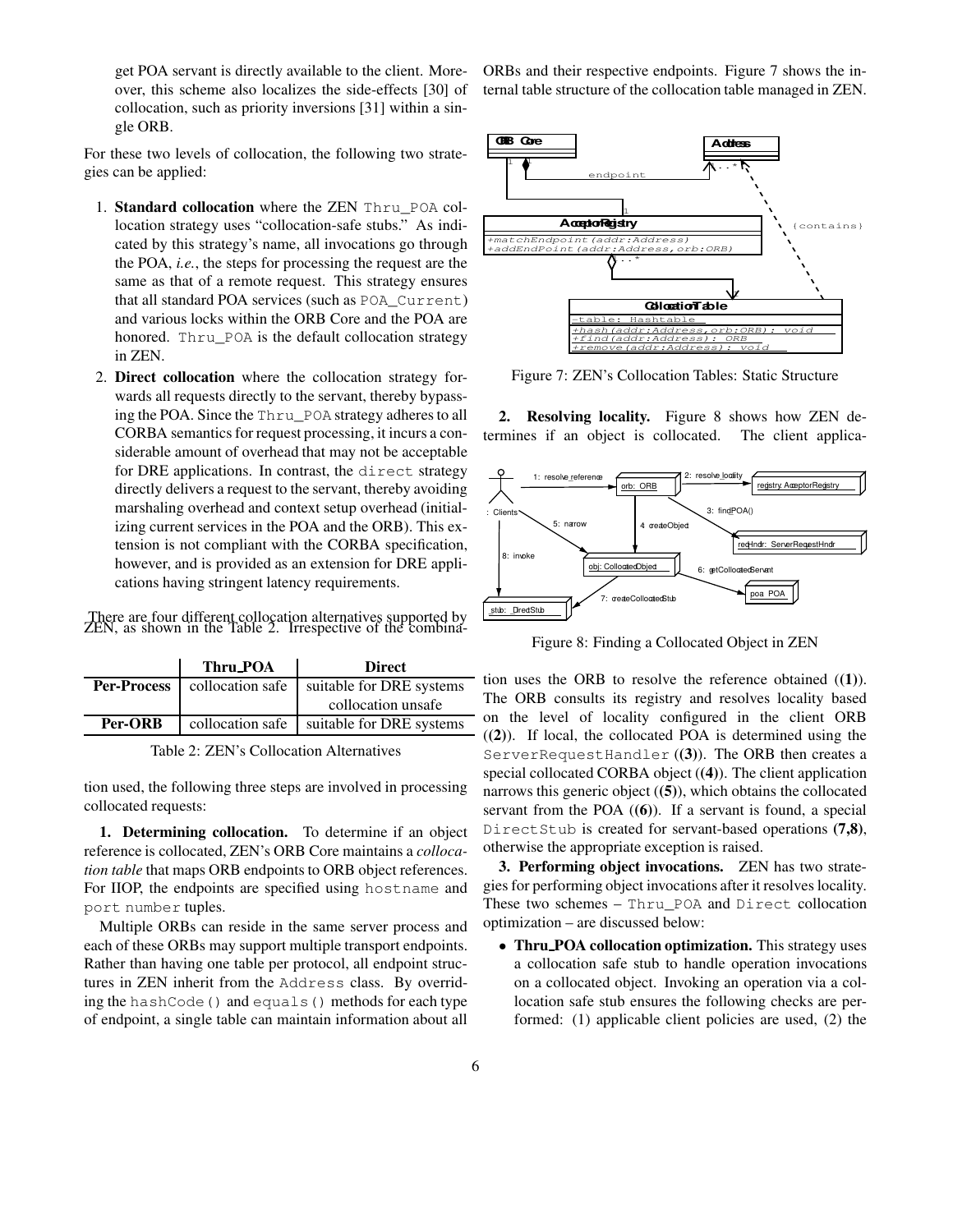get POA servant is directly available to the client. Moreover, this scheme also localizes the side-effects [30] of collocation, such as priority inversions [31] within a single ORB.

For these two levels of collocation, the following two strategies can be applied:

1. **Standard collocation** where the ZEN `Thru_POA` collocation strategy uses "collocation-safe stubs." As indicated by this strategy's name, all invocations go through the POA, *i.e.*, the steps for processing the request are the same as that of a remote request. This strategy ensures that all standard POA services (such as `POA_Current`) and various locks within the ORB Core and the POA are honored. `Thru_POA` is the default collocation strategy in ZEN.
2. **Direct collocation** where the collocation strategy forwards all requests directly to the servant, thereby bypassing the POA. Since the `Thru_POA` strategy adheres to all CORBA semantics for request processing, it incurs a considerable amount of overhead that may not be acceptable for DRE applications. In contrast, the `direct` strategy directly delivers a request to the servant, thereby avoiding marshaling overhead and context setup overhead (initializing current services in the POA and the ORB). This extension is not compliant with the CORBA specification, however, and is provided as an extension for DRE applications having stringent latency requirements.

There are four different collocation alternatives supported by ZEN, as shown in the Table 2. Irrespective of the combination used, the following three steps are involved in processing collocated requests:

| | Thru_POA | Direct |
|---|---|---|
| **Per-Process** | collocation safe | suitable for DRE systems collocation unsafe |
| **Per-ORB** | collocation safe | suitable for DRE systems |

Table 2: ZEN's Collocation Alternatives

**1. Determining collocation.** To determine if an object reference is collocated, ZEN's ORB Core maintains a *collocation table* that maps ORB endpoints to ORB object references. For IIOP, the endpoints are specified using `hostname` and `port number` tuples.

Multiple ORBs can reside in the same server process and each of these ORBs may support multiple transport endpoints. Rather than having one table per protocol, all endpoint structures in ZEN inherit from the `Address` class. By overriding the `hashCode()` and `equals()` methods for each type of endpoint, a single table can maintain information about all ORBs and their respective endpoints. Figure 7 shows the internal table structure of the collocation table managed in ZEN.

Figure 7: ZEN's Collocation Tables: Static Structure

**2. Resolving locality.** Figure 8 shows how ZEN determines if an object is collocated. The client application uses the ORB to resolve the reference obtained ((**1**)). The ORB consults its registry and resolves locality based on the level of locality configured in the client ORB ((**2**)). If local, the collocated POA is determined using the `ServerRequestHandler` ((**3**)). The ORB then creates a special collocated CORBA object ((**4**)). The client application narrows this generic object ((**5**)), which obtains the collocated servant from the POA ((**6**)). If a servant is found, a special `DirectStub` is created for servant-based operations **(7,8)**, otherwise the appropriate exception is raised.

Figure 8: Finding a Collocated Object in ZEN

**3. Performing object invocations.** ZEN has two strategies for performing object invocations after it resolves locality. These two schemes – `Thru_POA` and `Direct` collocation optimization – are discussed below:

- **Thru_POA collocation optimization.** This strategy uses a collocation safe stub to handle operation invocations on a collocated object. Invoking an operation via a collocation safe stub ensures the following checks are performed: (1) applicable client policies are used, (2) the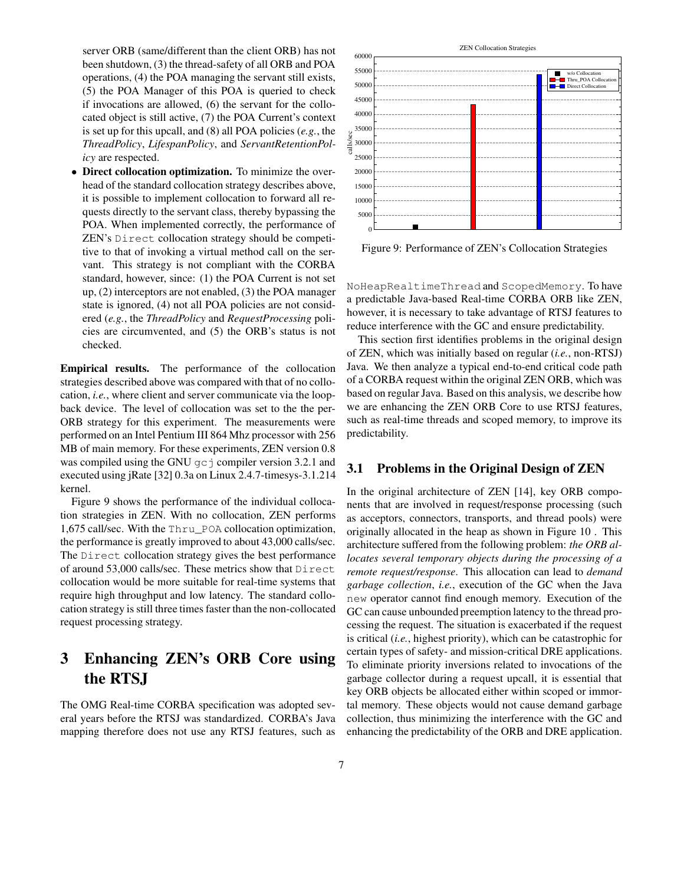server ORB (same/different than the client ORB) has not been shutdown, (3) the thread-safety of all ORB and POA operations, (4) the POA managing the servant still exists, (5) the POA Manager of this POA is queried to check if invocations are allowed, (6) the servant for the collocated object is still active, (7) the POA Current's context is set up for this upcall, and (8) all POA policies (*e.g.*, the *ThreadPolicy*, *LifespanPolicy*, and *ServantRetentionPolicy* are respected.

- **Direct collocation optimization.** To minimize the overhead of the standard collocation strategy describes above, it is possible to implement collocation to forward all requests directly to the servant class, thereby bypassing the POA. When implemented correctly, the performance of ZEN's `Direct` collocation strategy should be competitive to that of invoking a virtual method call on the servant. This strategy is not compliant with the CORBA standard, however, since: (1) the POA Current is not set up, (2) interceptors are not enabled, (3) the POA manager state is ignored, (4) not all POA policies are not considered (*e.g.*, the *ThreadPolicy* and *RequestProcessing* policies are circumvented, and (5) the ORB's status is not checked.

**Empirical results.** The performance of the collocation strategies described above was compared with that of no collocation, *i.e.*, where client and server communicate via the loopback device. The level of collocation was set to the the per-ORB strategy for this experiment. The measurements were performed on an Intel Pentium III 864 Mhz processor with 256 MB of main memory. For these experiments, ZEN version 0.8 was compiled using the GNU `gcj` compiler version 3.2.1 and executed using jRate [32] 0.3a on Linux 2.4.7-timesys-3.1.214 kernel.

Figure 9 shows the performance of the individual collocation strategies in ZEN. With no collocation, ZEN performs 1,675 call/sec. With the `Thru_POA` collocation optimization, the performance is greatly improved to about 43,000 calls/sec. The `Direct` collocation strategy gives the best performance of around 53,000 calls/sec. These metrics show that `Direct` collocation would be more suitable for real-time systems that require high throughput and low latency. The standard collocation strategy is still three times faster than the non-collocated request processing strategy.

Figure 9: Performance of ZEN's Collocation Strategies

# 3 Enhancing ZEN's ORB Core using the RTSJ

The OMG Real-time CORBA specification was adopted several years before the RTSJ was standardized. CORBA's Java mapping therefore does not use any RTSJ features, such as `NoHeapRealtimeThread` and `ScopedMemory`. To have a predictable Java-based Real-time CORBA ORB like ZEN, however, it is necessary to take advantage of RTSJ features to reduce interference with the GC and ensure predictability.

This section first identifies problems in the original design of ZEN, which was initially based on regular (*i.e.*, non-RTSJ) Java. We then analyze a typical end-to-end critical code path of a CORBA request within the original ZEN ORB, which was based on regular Java. Based on this analysis, we describe how we are enhancing the ZEN ORB Core to use RTSJ features, such as real-time threads and scoped memory, to improve its predictability.

## 3.1 Problems in the Original Design of ZEN

In the original architecture of ZEN [14], key ORB components that are involved in request/response processing (such as acceptors, connectors, transports, and thread pools) were originally allocated in the heap as shown in Figure 10 . This architecture suffered from the following problem: *the ORB allocates several temporary objects during the processing of a remote request/response*. This allocation can lead to *demand garbage collection*, *i.e.*, execution of the GC when the Java `new` operator cannot find enough memory. Execution of the GC can cause unbounded preemption latency to the thread processing the request. The situation is exacerbated if the request is critical (*i.e.*, highest priority), which can be catastrophic for certain types of safety- and mission-critical DRE applications. To eliminate priority inversions related to invocations of the garbage collector during a request upcall, it is essential that key ORB objects be allocated either within scoped or immortal memory. These objects would not cause demand garbage collection, thus minimizing the interference with the GC and enhancing the predictability of the ORB and DRE application.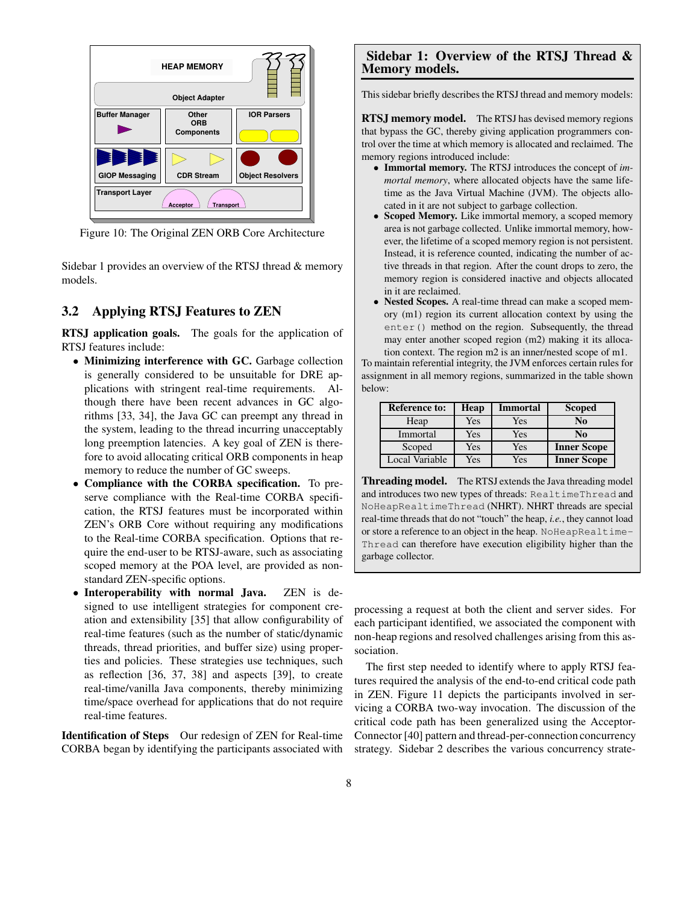Figure 10: The Original ZEN ORB Core Architecture

Sidebar 1 provides an overview of the RTSJ thread & memory models.

## 3.2 Applying RTSJ Features to ZEN

**RTSJ application goals.** The goals for the application of RTSJ features include:

- **Minimizing interference with GC.** Garbage collection is generally considered to be unsuitable for DRE applications with stringent real-time requirements. Although there have been recent advances in GC algorithms [33, 34], the Java GC can preempt any thread in the system, leading to the thread incurring unacceptably long preemption latencies. A key goal of ZEN is therefore to avoid allocating critical ORB components in heap memory to reduce the number of GC sweeps.
- **Compliance with the CORBA specification.** To preserve compliance with the Real-time CORBA specification, the RTSJ features must be incorporated within ZEN's ORB Core without requiring any modifications to the Real-time CORBA specification. Options that require the end-user to be RTSJ-aware, such as associating scoped memory at the POA level, are provided as non-standard ZEN-specific options.
- **Interoperability with normal Java.** ZEN is designed to use intelligent strategies for component creation and extensibility [35] that allow configurability of real-time features (such as the number of static/dynamic threads, thread priorities, and buffer size) using properties and policies. These strategies use techniques, such as reflection [36, 37, 38] and aspects [39], to create real-time/vanilla Java components, thereby minimizing time/space overhead for applications that do not require real-time features.

**Identification of Steps** Our redesign of ZEN for Real-time CORBA began by identifying the participants associated with processing a request at both the client and server sides. For each participant identified, we associated the component with non-heap regions and resolved challenges arising from this association.

The first step needed to identify where to apply RTSJ features required the analysis of the end-to-end critical code path in ZEN. Figure 11 depicts the participants involved in servicing a CORBA two-way invocation. The discussion of the critical code path has been generalized using the Acceptor-Connector [40] pattern and thread-per-connection concurrency strategy. Sidebar 2 describes the various concurrency strate-

---

### Sidebar 1: Overview of the RTSJ Thread & Memory models.

This sidebar briefly describes the RTSJ thread and memory models:

**RTSJ memory model.** The RTSJ has devised memory regions that bypass the GC, thereby giving application programmers control over the time at which memory is allocated and reclaimed. The memory regions introduced include:

- **Immortal memory.** The RTSJ introduces the concept of *immortal memory*, where allocated objects have the same lifetime as the Java Virtual Machine (JVM). The objects allocated in it are not subject to garbage collection.
- **Scoped Memory.** Like immortal memory, a scoped memory area is not garbage collected. Unlike immortal memory, however, the lifetime of a scoped memory region is not persistent. Instead, it is reference counted, indicating the number of active threads in that region. After the count drops to zero, the memory region is considered inactive and objects allocated in it are reclaimed.
- **Nested Scopes.** A real-time thread can make a scoped memory (m1) region its current allocation context by using the `enter()` method on the region. Subsequently, the thread may enter another scoped region (m2) making it its allocation context. The region m2 is an inner/nested scope of m1.

To maintain referential integrity, the JVM enforces certain rules for assignment in all memory regions, summarized in the table shown below:

| Reference to: | Heap | Immortal | Scoped |
|---|---|---|---|
| Heap | Yes | Yes | **No** |
| Immortal | Yes | Yes | **No** |
| Scoped | Yes | Yes | **Inner Scope** |
| Local Variable | Yes | Yes | **Inner Scope** |

**Threading model.** The RTSJ extends the Java threading model and introduces two new types of threads: `RealtimeThread` and `NoHeapRealtimeThread` (NHRT). NHRT threads are special real-time threads that do not "touch" the heap, *i.e.*, they cannot load or store a reference to an object in the heap. `NoHeapRealtimeThread` can therefore have execution eligibility higher than the garbage collector.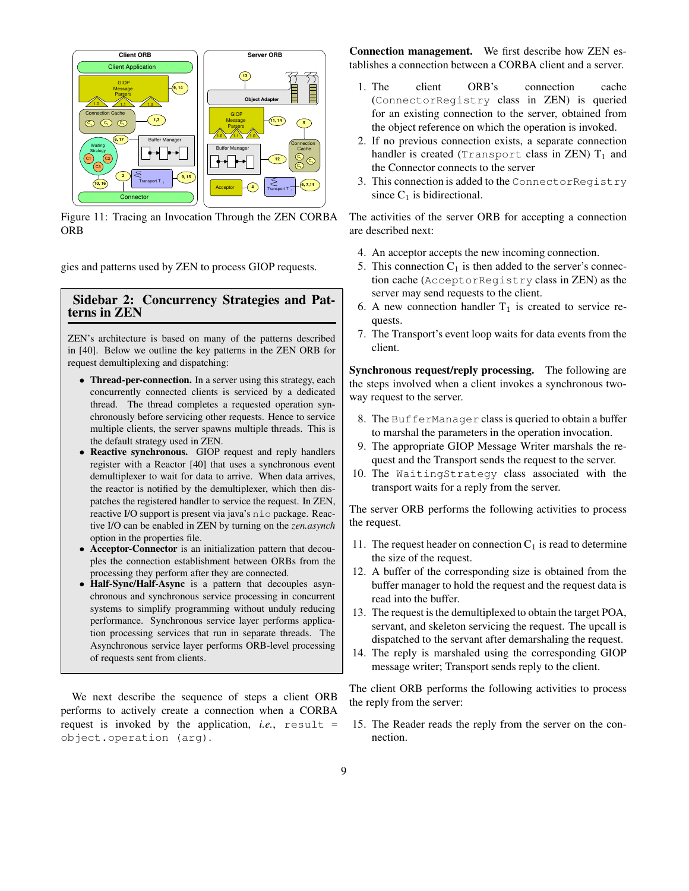Figure 11: Tracing an Invocation Through the ZEN CORBA ORB

gies and patterns used by ZEN to process GIOP requests.

## Sidebar 2: Concurrency Strategies and Patterns in ZEN

ZEN's architecture is based on many of the patterns described in [40]. Below we outline the key patterns in the ZEN ORB for request demultiplexing and dispatching:

- **Thread-per-connection.** In a server using this strategy, each concurrently connected clients is serviced by a dedicated thread. The thread completes a requested operation synchronously before servicing other requests. Hence to service multiple clients, the server spawns multiple threads. This is the default strategy used in ZEN.
- **Reactive synchronous.** GIOP request and reply handlers register with a Reactor [40] that uses a synchronous event demultiplexer to wait for data to arrive. When data arrives, the reactor is notified by the demultiplexer, which then dispatches the registered handler to service the request. In ZEN, reactive I/O support is present via java's `nio` package. Reactive I/O can be enabled in ZEN by turning on the *zen.asynch* option in the properties file.
- **Acceptor-Connector** is an initialization pattern that decouples the connection establishment between ORBs from the processing they perform after they are connected.
- **Half-Sync/Half-Async** is a pattern that decouples asynchronous and synchronous service processing in concurrent systems to simplify programming without unduly reducing performance. Synchronous service layer performs application processing services that run in separate threads. The Asynchronous service layer performs ORB-level processing of requests sent from clients.

We next describe the sequence of steps a client ORB performs to actively create a connection when a CORBA request is invoked by the application, *i.e.*, `result = object.operation (arg)`.

**Connection management.** We first describe how ZEN establishes a connection between a CORBA client and a server.

1. The client ORB's connection cache (`ConnectorRegistry` class in ZEN) is queried for an existing connection to the server, obtained from the object reference on which the operation is invoked.
2. If no previous connection exists, a separate connection handler is created (`Transport` class in ZEN) $T_1$ and the Connector connects to the server
3. This connection is added to the `ConnectorRegistry` since $C_1$ is bidirectional.

The activities of the server ORB for accepting a connection are described next:

4. An acceptor accepts the new incoming connection.
5. This connection $C_1$ is then added to the server's connection cache (`AcceptorRegistry` class in ZEN) as the server may send requests to the client.
6. A new connection handler $T_1$ is created to service requests.
7. The Transport's event loop waits for data events from the client.

**Synchronous request/reply processing.** The following are the steps involved when a client invokes a synchronous two-way request to the server.

8. The `BufferManager` class is queried to obtain a buffer to marshal the parameters in the operation invocation.
9. The appropriate GIOP Message Writer marshals the request and the Transport sends the request to the server.
10. The `WaitingStrategy` class associated with the transport waits for a reply from the server.

The server ORB performs the following activities to process the request.

11. The request header on connection $C_1$ is read to determine the size of the request.
12. A buffer of the corresponding size is obtained from the buffer manager to hold the request and the request data is read into the buffer.
13. The request is the demultiplexed to obtain the target POA, servant, and skeleton servicing the request. The upcall is dispatched to the servant after demarshaling the request.
14. The reply is marshaled using the corresponding GIOP message writer; Transport sends reply to the client.

The client ORB performs the following activities to process the reply from the server:

15. The Reader reads the reply from the server on the connection.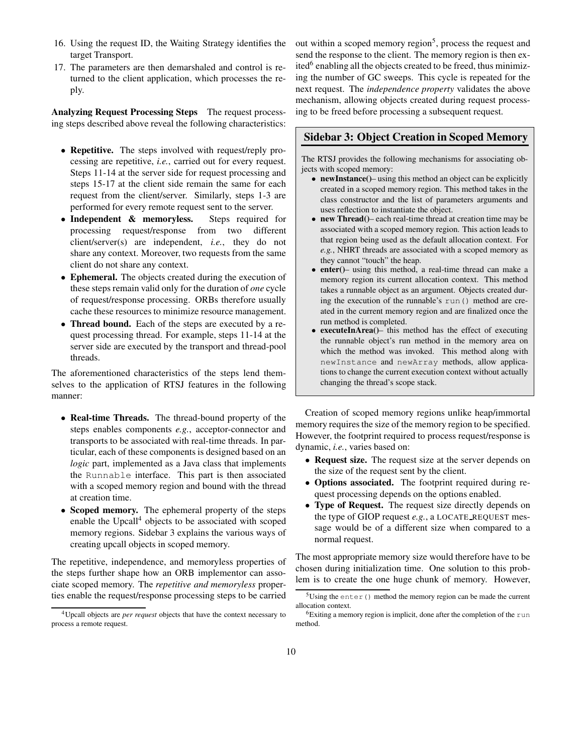16. Using the request ID, the Waiting Strategy identifies the target Transport.
17. The parameters are then demarshaled and control is returned to the client application, which processes the reply.

**Analyzing Request Processing Steps** The request processing steps described above reveal the following characteristics:

- **Repetitive.** The steps involved with request/reply processing are repetitive, *i.e.*, carried out for every request. Steps 11-14 at the server side for request processing and steps 15-17 at the client side remain the same for each request from the client/server. Similarly, steps 1-3 are performed for every remote request sent to the server.
- **Independent & memoryless.** Steps required for processing request/response from two different client/server(s) are independent, *i.e.*, they do not share any context. Moreover, two requests from the same client do not share any context.
- **Ephemeral.** The objects created during the execution of these steps remain valid only for the duration of *one* cycle of request/response processing. ORBs therefore usually cache these resources to minimize resource management.
- **Thread bound.** Each of the steps are executed by a request processing thread. For example, steps 11-14 at the server side are executed by the transport and thread-pool threads.

The aforementioned characteristics of the steps lend themselves to the application of RTSJ features in the following manner:

- **Real-time Threads.** The thread-bound property of the steps enables components *e.g.*, acceptor-connector and transports to be associated with real-time threads. In particular, each of these components is designed based on an *logic* part, implemented as a Java class that implements the `Runnable` interface. This part is then associated with a scoped memory region and bound with the thread at creation time.
- **Scoped memory.** The ephemeral property of the steps enable the Upcall[4] objects to be associated with scoped memory regions. Sidebar 3 explains the various ways of creating upcall objects in scoped memory.

The repetitive, independence, and memoryless properties of the steps further shape how an ORB implementor can associate scoped memory. The *repetitive and memoryless* properties enable the request/response processing steps to be carried out within a scoped memory region[5], process the request and send the response to the client. The memory region is then exited[6] enabling all the objects created to be freed, thus minimizing the number of GC sweeps. This cycle is repeated for the next request. The *independence property* validates the above mechanism, allowing objects created during request processing to be freed before processing a subsequent request.

> ## Sidebar 3: Object Creation in Scoped Memory
>
> The RTSJ provides the following mechanisms for associating objects with scoped memory:
>
> - **newInstance()**– using this method an object can be explicitly created in a scoped memory region. This method takes in the class constructor and the list of parameters arguments and uses reflection to instantiate the object.
> - **new Thread()**– each real-time thread at creation time may be associated with a scoped memory region. This action leads to that region being used as the default allocation context. For *e.g.*, NHRT threads are associated with a scoped memory as they cannot "touch" the heap.
> - **enter()**– using this method, a real-time thread can make a memory region its current allocation context. This method takes a runnable object as an argument. Objects created during the execution of the runnable's `run()` method are created in the current memory region and are finalized once the run method is completed.
> - **executeInArea()**– this method has the effect of executing the runnable object's run method in the memory area on which the method was invoked. This method along with `newInstance` and `newArray` methods, allow applications to change the current execution context without actually changing the thread's scope stack.

Creation of scoped memory regions unlike heap/immortal memory requires the size of the memory region to be specified. However, the footprint required to process request/response is dynamic, *i.e.*, varies based on:

- **Request size.** The request size at the server depends on the size of the request sent by the client.
- **Options associated.** The footprint required during request processing depends on the options enabled.
- **Type of Request.** The request size directly depends on the type of GIOP request *e.g.*, a LOCATE_REQUEST message would be of a different size when compared to a normal request.

The most appropriate memory size would therefore have to be chosen during initialization time. One solution to this problem is to create the one huge chunk of memory. However,

[4] Upcall objects are *per request* objects that have the context necessary to process a remote request.

[5] Using the `enter()` method the memory region can be made the current allocation context.

[6] Exiting a memory region is implicit, done after the completion of the `run` method.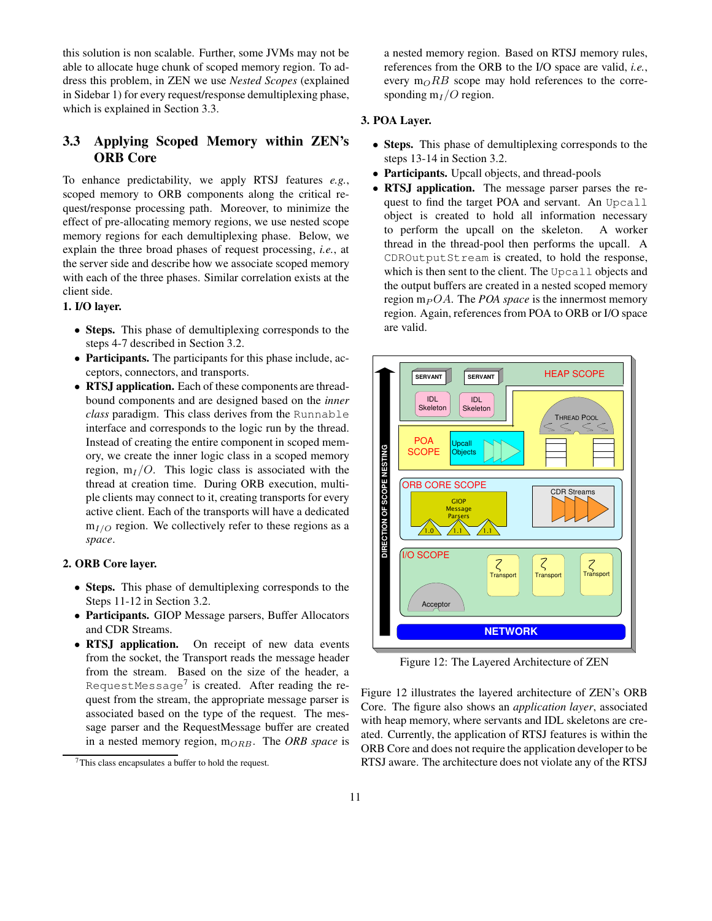this solution is non scalable. Further, some JVMs may not be able to allocate huge chunk of scoped memory region. To address this problem, in ZEN we use *Nested Scopes* (explained in Sidebar 1) for every request/response demultiplexing phase, which is explained in Section 3.3.

## 3.3 Applying Scoped Memory within ZEN's ORB Core

To enhance predictability, we apply RTSJ features *e.g.*, scoped memory to ORB components along the critical request/response processing path. Moreover, to minimize the effect of pre-allocating memory regions, we use nested scope memory regions for each demultiplexing phase. Below, we explain the three broad phases of request processing, *i.e.*, at the server side and describe how we associate scoped memory with each of the three phases. Similar correlation exists at the client side.

**1. I/O layer.**

- **Steps.** This phase of demultiplexing corresponds to the steps 4-7 described in Section 3.2.
- **Participants.** The participants for this phase include, acceptors, connectors, and transports.
- **RTSJ application.** Each of these components are thread-bound components and are designed based on the *inner class* paradigm. This class derives from the `Runnable` interface and corresponds to the logic run by the thread. Instead of creating the entire component in scoped memory, we create the inner logic class in a scoped memory region, $m_I/O$. This logic class is associated with the thread at creation time. During ORB execution, multiple clients may connect to it, creating transports for every active client. Each of the transports will have a dedicated $m_{I/O}$ region. We collectively refer to these regions as a *space*.

**2. ORB Core layer.**

- **Steps.** This phase of demultiplexing corresponds to the Steps 11-12 in Section 3.2.
- **Participants.** GIOP Message parsers, Buffer Allocators and CDR Streams.
- **RTSJ application.** On receipt of new data events from the socket, the Transport reads the message header from the stream. Based on the size of the header, a `RequestMessage`[7] is created. After reading the request from the stream, the appropriate message parser is associated based on the type of the request. The message parser and the RequestMessage buffer are created in a nested memory region, $m_{ORB}$. The *ORB space* is a nested memory region. Based on RTSJ memory rules, references from the ORB to the I/O space are valid, *i.e.*, every $m_ORB$ scope may hold references to the corresponding $m_I/O$ region.

**3. POA Layer.**

- **Steps.** This phase of demultiplexing corresponds to the steps 13-14 in Section 3.2.
- **Participants.** Upcall objects, and thread-pools
- **RTSJ application.** The message parser parses the request to find the target POA and servant. An `Upcall` object is created to hold all information necessary to perform the upcall on the skeleton. A worker thread in the thread-pool then performs the upcall. A `CDROutputStream` is created, to hold the response, which is then sent to the client. The `Upcall` objects and the output buffers are created in a nested scoped memory region $m_POA$. The *POA space* is the innermost memory region. Again, references from POA to ORB or I/O space are valid.

Figure 12: The Layered Architecture of ZEN

Figure 12 illustrates the layered architecture of ZEN's ORB Core. The figure also shows an *application layer*, associated with heap memory, where servants and IDL skeletons are created. Currently, the application of RTSJ features is within the ORB Core and does not require the application developer to be RTSJ aware. The architecture does not violate any of the RTSJ

[7] This class encapsulates a buffer to hold the request.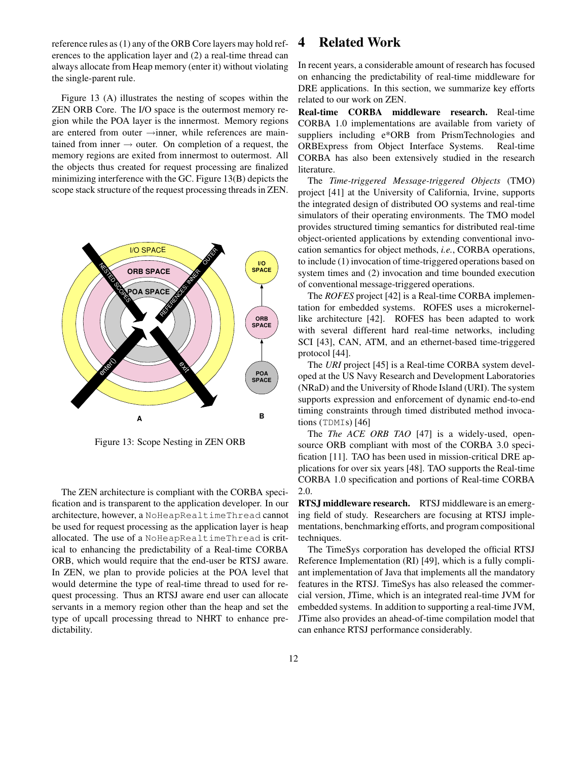reference rules as (1) any of the ORB Core layers may hold references to the application layer and (2) a real-time thread can always allocate from Heap memory (enter it) without violating the single-parent rule.

Figure 13 (A) illustrates the nesting of scopes within the ZEN ORB Core. The I/O space is the outermost memory region while the POA layer is the innermost. Memory regions are entered from outer →inner, while references are maintained from inner → outer. On completion of a request, the memory regions are exited from innermost to outermost. All the objects thus created for request processing are finalized minimizing interference with the GC. Figure 13(B) depicts the scope stack structure of the request processing threads in ZEN.

Figure 13: Scope Nesting in ZEN ORB

The ZEN architecture is compliant with the CORBA specification and is transparent to the application developer. In our architecture, however, a `NoHeapRealtimeThread` cannot be used for request processing as the application layer is heap allocated. The use of a `NoHeapRealtimeThread` is critical to enhancing the predictability of a Real-time CORBA ORB, which would require that the end-user be RTSJ aware. In ZEN, we plan to provide policies at the POA level that would determine the type of real-time thread to used for request processing. Thus an RTSJ aware end user can allocate servants in a memory region other than the heap and set the type of upcall processing thread to NHRT to enhance predictability.

# 4 Related Work

In recent years, a considerable amount of research has focused on enhancing the predictability of real-time middleware for DRE applications. In this section, we summarize key efforts related to our work on ZEN.

**Real-time CORBA middleware research.** Real-time CORBA 1.0 implementations are available from variety of suppliers including e*ORB from PrismTechnologies and ORBExpress from Object Interface Systems. Real-time CORBA has also been extensively studied in the research literature.

The *Time-triggered Message-triggered Objects* (TMO) project [41] at the University of California, Irvine, supports the integrated design of distributed OO systems and real-time simulators of their operating environments. The TMO model provides structured timing semantics for distributed real-time object-oriented applications by extending conventional invocation semantics for object methods, *i.e.*, CORBA operations, to include (1) invocation of time-triggered operations based on system times and (2) invocation and time bounded execution of conventional message-triggered operations.

The *ROFES* project [42] is a Real-time CORBA implementation for embedded systems. ROFES uses a microkernel-like architecture [42]. ROFES has been adapted to work with several different hard real-time networks, including SCI [43], CAN, ATM, and an ethernet-based time-triggered protocol [44].

The *URI* project [45] is a Real-time CORBA system developed at the US Navy Research and Development Laboratories (NRaD) and the University of Rhode Island (URI). The system supports expression and enforcement of dynamic end-to-end timing constraints through timed distributed method invocations (`TDMI`s) [46]

The *The ACE ORB TAO* [47] is a widely-used, open-source ORB compliant with most of the CORBA 3.0 specification [11]. TAO has been used in mission-critical DRE applications for over six years [48]. TAO supports the Real-time CORBA 1.0 specification and portions of Real-time CORBA 2.0.

**RTSJ middleware research.** RTSJ middleware is an emerging field of study. Researchers are focusing at RTSJ implementations, benchmarking efforts, and program compositional techniques.

The TimeSys corporation has developed the official RTSJ Reference Implementation (RI) [49], which is a fully compliant implementation of Java that implements all the mandatory features in the RTSJ. TimeSys has also released the commercial version, JTime, which is an integrated real-time JVM for embedded systems. In addition to supporting a real-time JVM, JTime also provides an ahead-of-time compilation model that can enhance RTSJ performance considerably.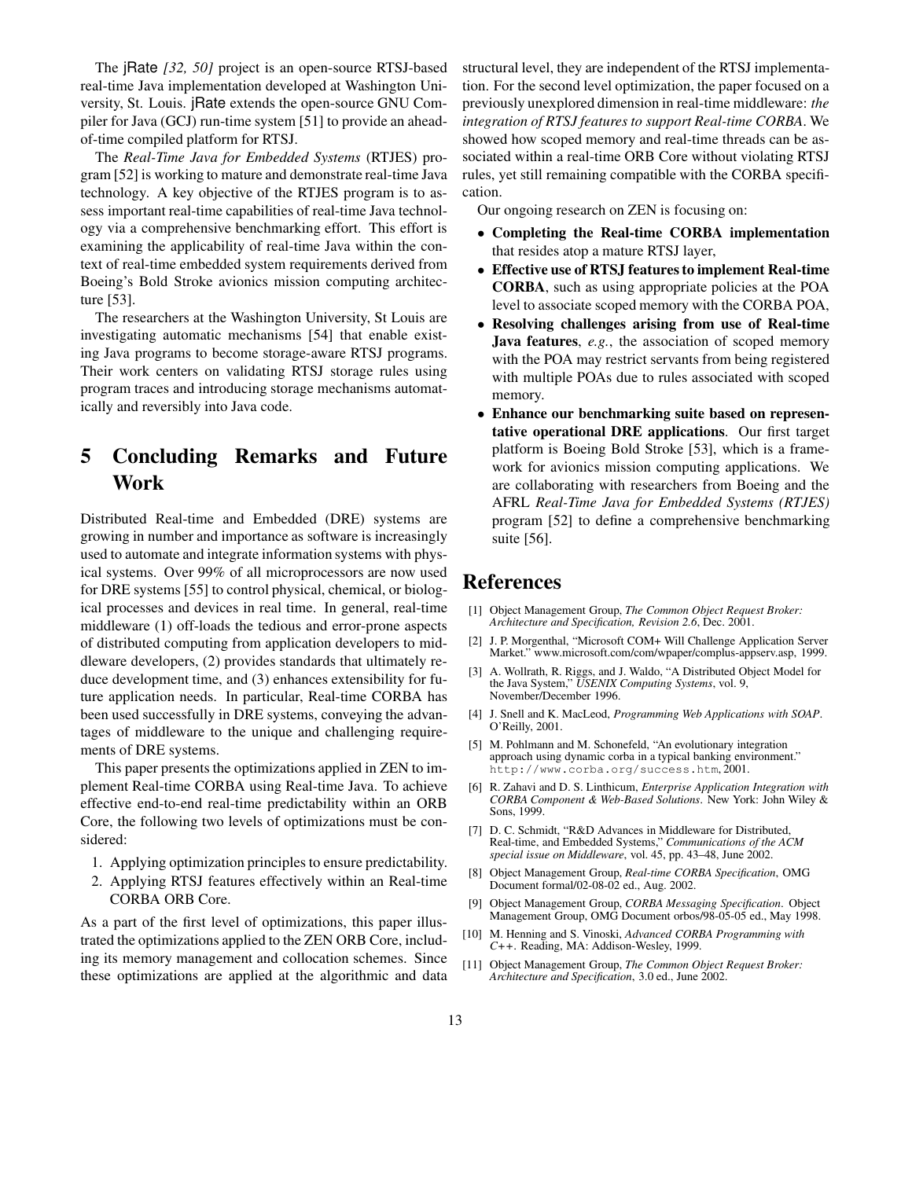The jRate *[32, 50]* project is an open-source RTSJ-based real-time Java implementation developed at Washington University, St. Louis. jRate extends the open-source GNU Compiler for Java (GCJ) run-time system [51] to provide an ahead-of-time compiled platform for RTSJ.

The *Real-Time Java for Embedded Systems* (RTJES) program [52] is working to mature and demonstrate real-time Java technology. A key objective of the RTJES program is to assess important real-time capabilities of real-time Java technology via a comprehensive benchmarking effort. This effort is examining the applicability of real-time Java within the context of real-time embedded system requirements derived from Boeing's Bold Stroke avionics mission computing architecture [53].

The researchers at the Washington University, St Louis are investigating automatic mechanisms [54] that enable existing Java programs to become storage-aware RTSJ programs. Their work centers on validating RTSJ storage rules using program traces and introducing storage mechanisms automatically and reversibly into Java code.

# 5 Concluding Remarks and Future Work

Distributed Real-time and Embedded (DRE) systems are growing in number and importance as software is increasingly used to automate and integrate information systems with physical systems. Over 99% of all microprocessors are now used for DRE systems [55] to control physical, chemical, or biological processes and devices in real time. In general, real-time middleware (1) off-loads the tedious and error-prone aspects of distributed computing from application developers to middleware developers, (2) provides standards that ultimately reduce development time, and (3) enhances extensibility for future application needs. In particular, Real-time CORBA has been used successfully in DRE systems, conveying the advantages of middleware to the unique and challenging requirements of DRE systems.

This paper presents the optimizations applied in ZEN to implement Real-time CORBA using Real-time Java. To achieve effective end-to-end real-time predictability within an ORB Core, the following two levels of optimizations must be considered:

1. Applying optimization principles to ensure predictability.
2. Applying RTSJ features effectively within an Real-time CORBA ORB Core.

As a part of the first level of optimizations, this paper illustrated the optimizations applied to the ZEN ORB Core, including its memory management and collocation schemes. Since these optimizations are applied at the algorithmic and data structural level, they are independent of the RTSJ implementation. For the second level optimization, the paper focused on a previously unexplored dimension in real-time middleware: *the integration of RTSJ features to support Real-time CORBA*. We showed how scoped memory and real-time threads can be associated within a real-time ORB Core without violating RTSJ rules, yet still remaining compatible with the CORBA specification.

Our ongoing research on ZEN is focusing on:

- **Completing the Real-time CORBA implementation** that resides atop a mature RTSJ layer,
- **Effective use of RTSJ features to implement Real-time CORBA**, such as using appropriate policies at the POA level to associate scoped memory with the CORBA POA,
- **Resolving challenges arising from use of Real-time Java features**, *e.g.*, the association of scoped memory with the POA may restrict servants from being registered with multiple POAs due to rules associated with scoped memory.
- **Enhance our benchmarking suite based on representative operational DRE applications**. Our first target platform is Boeing Bold Stroke [53], which is a framework for avionics mission computing applications. We are collaborating with researchers from Boeing and the AFRL *Real-Time Java for Embedded Systems (RTJES)* program [52] to define a comprehensive benchmarking suite [56].

# References

[1] Object Management Group, *The Common Object Request Broker: Architecture and Specification, Revision 2.6*, Dec. 2001.

[2] J. P. Morgenthal, "Microsoft COM+ Will Challenge Application Server Market." www.microsoft.com/com/wpaper/complus-appserv.asp, 1999.

[3] A. Wollrath, R. Riggs, and J. Waldo, "A Distributed Object Model for the Java System," *USENIX Computing Systems*, vol. 9, November/December 1996.

[4] J. Snell and K. MacLeod, *Programming Web Applications with SOAP*. O'Reilly, 2001.

[5] M. Pohlmann and M. Schonefeld, "An evolutionary integration approach using dynamic corba in a typical banking environment." `http://www.corba.org/success.htm`, 2001.

[6] R. Zahavi and D. S. Linthicum, *Enterprise Application Integration with CORBA Component & Web-Based Solutions*. New York: John Wiley & Sons, 1999.

[7] D. C. Schmidt, "R&D Advances in Middleware for Distributed, Real-time, and Embedded Systems," *Communications of the ACM special issue on Middleware*, vol. 45, pp. 43–48, June 2002.

[8] Object Management Group, *Real-time CORBA Specification*, OMG Document formal/02-08-02 ed., Aug. 2002.

[9] Object Management Group, *CORBA Messaging Specification*. Object Management Group, OMG Document orbos/98-05-05 ed., May 1998.

[10] M. Henning and S. Vinoski, *Advanced CORBA Programming with C++*. Reading, MA: Addison-Wesley, 1999.

[11] Object Management Group, *The Common Object Request Broker: Architecture and Specification*, 3.0 ed., June 2002.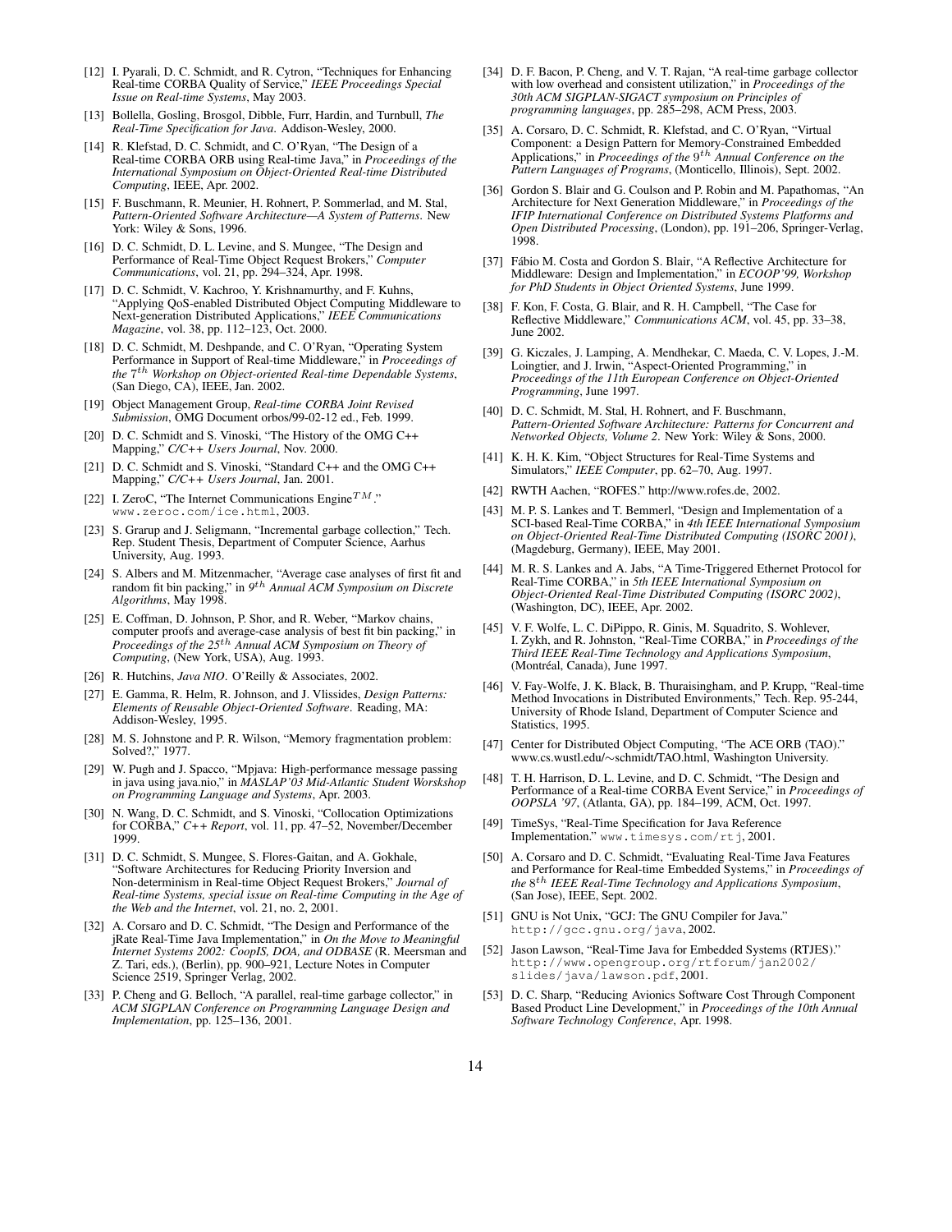[12] I. Pyarali, D. C. Schmidt, and R. Cytron, "Techniques for Enhancing Real-time CORBA Quality of Service," *IEEE Proceedings Special Issue on Real-time Systems*, May 2003.

[13] Bollella, Gosling, Brosgol, Dibble, Furr, Hardin, and Turnbull, *The Real-Time Specification for Java*. Addison-Wesley, 2000.

[14] R. Klefstad, D. C. Schmidt, and C. O'Ryan, "The Design of a Real-time CORBA ORB using Real-time Java," in *Proceedings of the International Symposium on Object-Oriented Real-time Distributed Computing*, IEEE, Apr. 2002.

[15] F. Buschmann, R. Meunier, H. Rohnert, P. Sommerlad, and M. Stal, *Pattern-Oriented Software Architecture—A System of Patterns*. New York: Wiley & Sons, 1996.

[16] D. C. Schmidt, D. L. Levine, and S. Mungee, "The Design and Performance of Real-Time Object Request Brokers," *Computer Communications*, vol. 21, pp. 294–324, Apr. 1998.

[17] D. C. Schmidt, V. Kachroo, Y. Krishnamurthy, and F. Kuhns, "Applying QoS-enabled Distributed Object Computing Middleware to Next-generation Distributed Applications," *IEEE Communications Magazine*, vol. 38, pp. 112–123, Oct. 2000.

[18] D. C. Schmidt, M. Deshpande, and C. O'Ryan, "Operating System Performance in Support of Real-time Middleware," in *Proceedings of the $7^{th}$ Workshop on Object-oriented Real-time Dependable Systems*, (San Diego, CA), IEEE, Jan. 2002.

[19] Object Management Group, *Real-time CORBA Joint Revised Submission*, OMG Document orbos/99-02-12 ed., Feb. 1999.

[20] D. C. Schmidt and S. Vinoski, "The History of the OMG C++ Mapping," *C/C++ Users Journal*, Nov. 2000.

[21] D. C. Schmidt and S. Vinoski, "Standard C++ and the OMG C++ Mapping," *C/C++ Users Journal*, Jan. 2001.

[22] I. ZeroC, "The Internet Communications Engine$^{TM}$." `www.zeroc.com/ice.html`, 2003.

[23] S. Grarup and J. Seligmann, "Incremental garbage collection," Tech. Rep. Student Thesis, Department of Computer Science, Aarhus University, Aug. 1993.

[24] S. Albers and M. Mitzenmacher, "Average case analyses of first fit and random fit bin packing," in *$9^{th}$ Annual ACM Symposium on Discrete Algorithms*, May 1998.

[25] E. Coffman, D. Johnson, P. Shor, and R. Weber, "Markov chains, computer proofs and average-case analysis of best fit bin packing," in *Proceedings of the $25^{th}$ Annual ACM Symposium on Theory of Computing*, (New York, USA), Aug. 1993.

[26] R. Hutchins, *Java NIO*. O'Reilly & Associates, 2002.

[27] E. Gamma, R. Helm, R. Johnson, and J. Vlissides, *Design Patterns: Elements of Reusable Object-Oriented Software*. Reading, MA: Addison-Wesley, 1995.

[28] M. S. Johnstone and P. R. Wilson, "Memory fragmentation problem: Solved?," 1977.

[29] W. Pugh and J. Spacco, "Mpjava: High-performance message passing in java using java.nio," in *MASLAP'03 Mid-Atlantic Student Worskshop on Programming Language and Systems*, Apr. 2003.

[30] N. Wang, D. C. Schmidt, and S. Vinoski, "Collocation Optimizations for CORBA," *C++ Report*, vol. 11, pp. 47–52, November/December 1999.

[31] D. C. Schmidt, S. Mungee, S. Flores-Gaitan, and A. Gokhale, "Software Architectures for Reducing Priority Inversion and Non-determinism in Real-time Object Request Brokers," *Journal of Real-time Systems, special issue on Real-time Computing in the Age of the Web and the Internet*, vol. 21, no. 2, 2001.

[32] A. Corsaro and D. C. Schmidt, "The Design and Performance of the jRate Real-Time Java Implementation," in *On the Move to Meaningful Internet Systems 2002: CoopIS, DOA, and ODBASE* (R. Meersman and Z. Tari, eds.), (Berlin), pp. 900–921, Lecture Notes in Computer Science 2519, Springer Verlag, 2002.

[33] P. Cheng and G. Belloch, "A parallel, real-time garbage collector," in *ACM SIGPLAN Conference on Programming Language Design and Implementation*, pp. 125–136, 2001.

[34] D. F. Bacon, P. Cheng, and V. T. Rajan, "A real-time garbage collector with low overhead and consistent utilization," in *Proceedings of the 30th ACM SIGPLAN-SIGACT symposium on Principles of programming languages*, pp. 285–298, ACM Press, 2003.

[35] A. Corsaro, D. C. Schmidt, R. Klefstad, and C. O'Ryan, "Virtual Component: a Design Pattern for Memory-Constrained Embedded Applications," in *Proceedings of the $9^{th}$ Annual Conference on the Pattern Languages of Programs*, (Monticello, Illinois), Sept. 2002.

[36] Gordon S. Blair and G. Coulson and P. Robin and M. Papathomas, "An Architecture for Next Generation Middleware," in *Proceedings of the IFIP International Conference on Distributed Systems Platforms and Open Distributed Processing*, (London), pp. 191–206, Springer-Verlag, 1998.

[37] Fábio M. Costa and Gordon S. Blair, "A Reflective Architecture for Middleware: Design and Implementation," in *ECOOP'99, Workshop for PhD Students in Object Oriented Systems*, June 1999.

[38] F. Kon, F. Costa, G. Blair, and R. H. Campbell, "The Case for Reflective Middleware," *Communications ACM*, vol. 45, pp. 33–38, June 2002.

[39] G. Kiczales, J. Lamping, A. Mendhekar, C. Maeda, C. V. Lopes, J.-M. Loingtier, and J. Irwin, "Aspect-Oriented Programming," in *Proceedings of the 11th European Conference on Object-Oriented Programming*, June 1997.

[40] D. C. Schmidt, M. Stal, H. Rohnert, and F. Buschmann, *Pattern-Oriented Software Architecture: Patterns for Concurrent and Networked Objects, Volume 2*. New York: Wiley & Sons, 2000.

[41] K. H. K. Kim, "Object Structures for Real-Time Systems and Simulators," *IEEE Computer*, pp. 62–70, Aug. 1997.

[42] RWTH Aachen, "ROFES." http://www.rofes.de, 2002.

[43] M. P. S. Lankes and T. Bemmerl, "Design and Implementation of a SCI-based Real-Time CORBA," in *4th IEEE International Symposium on Object-Oriented Real-Time Distributed Computing (ISORC 2001)*, (Magdeburg, Germany), IEEE, May 2001.

[44] M. R. S. Lankes and A. Jabs, "A Time-Triggered Ethernet Protocol for Real-Time CORBA," in *5th IEEE International Symposium on Object-Oriented Real-Time Distributed Computing (ISORC 2002)*, (Washington, DC), IEEE, Apr. 2002.

[45] V. F. Wolfe, L. C. DiPippo, R. Ginis, M. Squadrito, S. Wohlever, I. Zykh, and R. Johnston, "Real-Time CORBA," in *Proceedings of the Third IEEE Real-Time Technology and Applications Symposium*, (Montréal, Canada), June 1997.

[46] V. Fay-Wolfe, J. K. Black, B. Thuraisingham, and P. Krupp, "Real-time Method Invocations in Distributed Environments," Tech. Rep. 95-244, University of Rhode Island, Department of Computer Science and Statistics, 1995.

[47] Center for Distributed Object Computing, "The ACE ORB (TAO)." www.cs.wustl.edu/∼schmidt/TAO.html, Washington University.

[48] T. H. Harrison, D. L. Levine, and D. C. Schmidt, "The Design and Performance of a Real-time CORBA Event Service," in *Proceedings of OOPSLA '97*, (Atlanta, GA), pp. 184–199, ACM, Oct. 1997.

[49] TimeSys, "Real-Time Specification for Java Reference Implementation." `www.timesys.com/rtj`, 2001.

[50] A. Corsaro and D. C. Schmidt, "Evaluating Real-Time Java Features and Performance for Real-time Embedded Systems," in *Proceedings of the $8^{th}$ IEEE Real-Time Technology and Applications Symposium*, (San Jose), IEEE, Sept. 2002.

[51] GNU is Not Unix, "GCJ: The GNU Compiler for Java." `http://gcc.gnu.org/java`, 2002.

[52] Jason Lawson, "Real-Time Java for Embedded Systems (RTJES)." `http://www.opengroup.org/rtforum/jan2002/slides/java/lawson.pdf`, 2001.

[53] D. C. Sharp, "Reducing Avionics Software Cost Through Component Based Product Line Development," in *Proceedings of the 10th Annual Software Technology Conference*, Apr. 1998.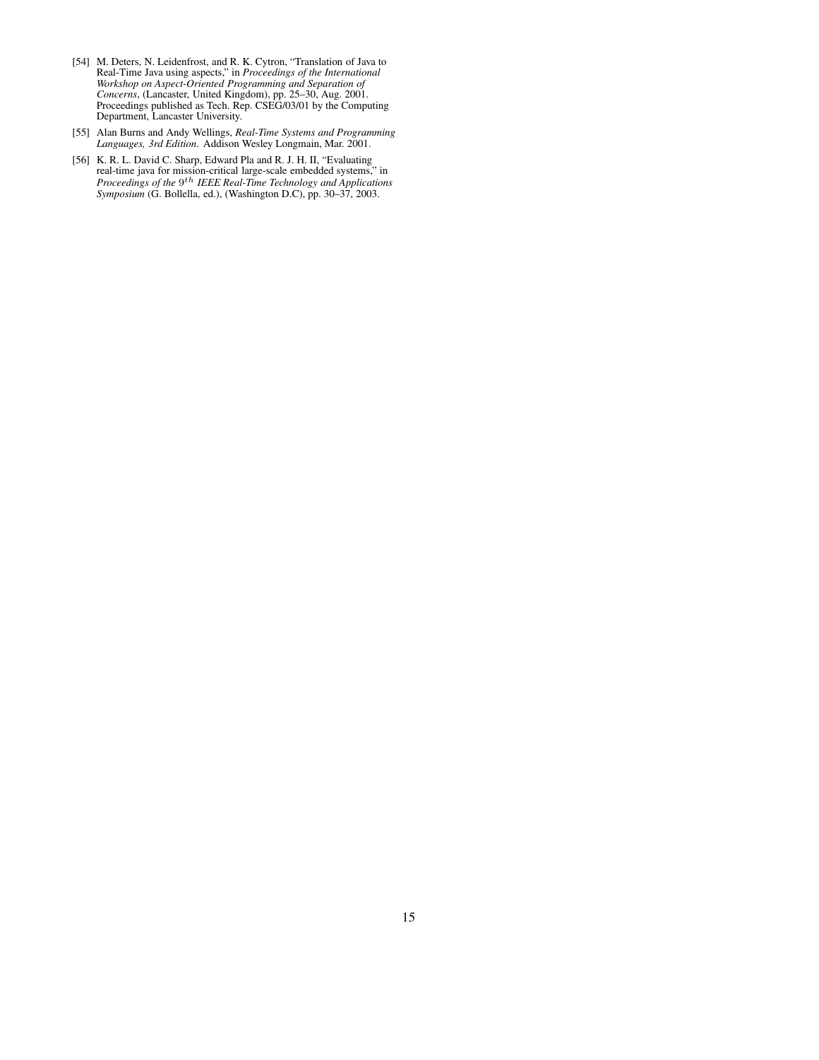[54] M. Deters, N. Leidenfrost, and R. K. Cytron, "Translation of Java to Real-Time Java using aspects," in *Proceedings of the International Workshop on Aspect-Oriented Programming and Separation of Concerns*, (Lancaster, United Kingdom), pp. 25–30, Aug. 2001. Proceedings published as Tech. Rep. CSEG/03/01 by the Computing Department, Lancaster University.

[55] Alan Burns and Andy Wellings, *Real-Time Systems and Programming Languages, 3rd Edition*. Addison Wesley Longmain, Mar. 2001.

[56] K. R. L. David C. Sharp, Edward Pla and R. J. H. II, "Evaluating real-time java for mission-critical large-scale embedded systems," in *Proceedings of the* $9^{th}$ *IEEE Real-Time Technology and Applications Symposium* (G. Bollella, ed.), (Washington D.C), pp. 30–37, 2003.